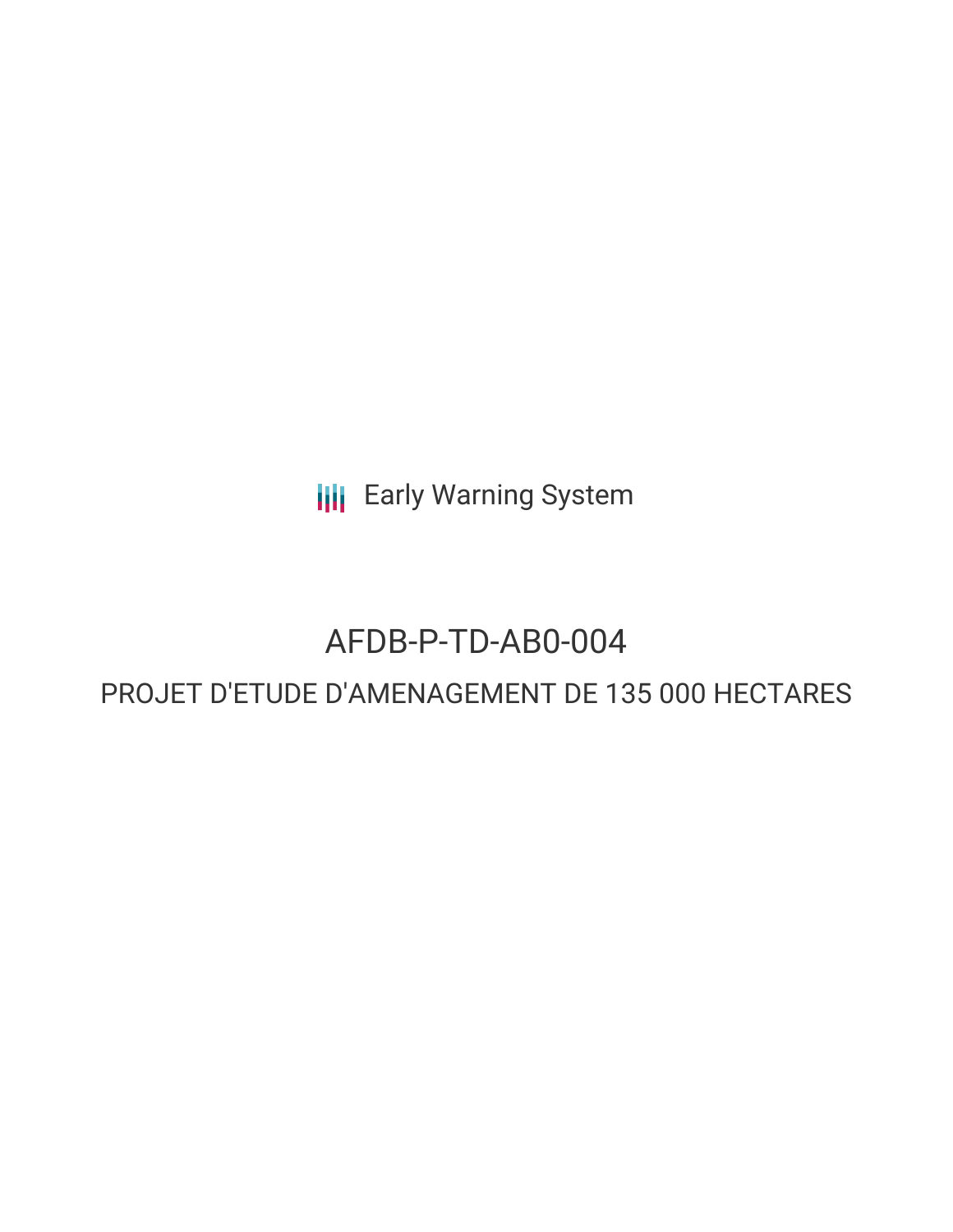Early Warning System

# AFDB-P-TD-AB0-004

## PROJET D'ETUDE D'AMENAGEMENT DE 135 000 HECTARES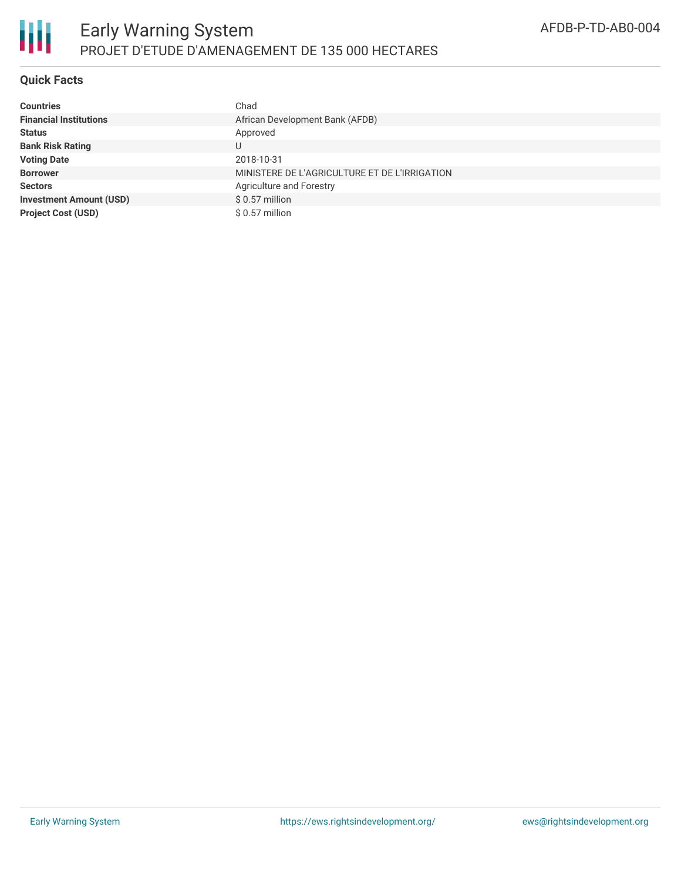## Quick Facts

| | |
|---|---|
| **Countries** | Chad |
| **Financial Institutions** | African Development Bank (AFDB) |
| **Status** | Approved |
| **Bank Risk Rating** | U |
| **Voting Date** | 2018-10-31 |
| **Borrower** | MINISTERE DE L'AGRICULTURE ET DE L'IRRIGATION |
| **Sectors** | Agriculture and Forestry |
| **Investment Amount (USD)** | $ 0.57 million |
| **Project Cost (USD)** | $ 0.57 million |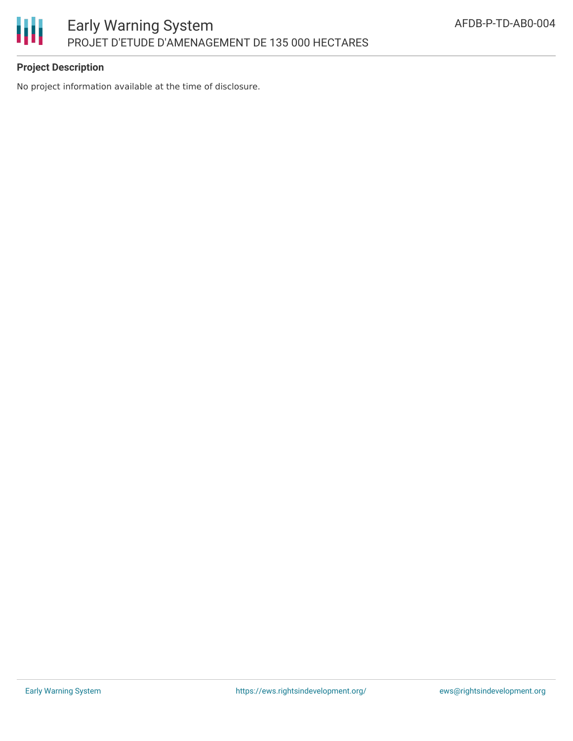## Project Description

No project information available at the time of disclosure.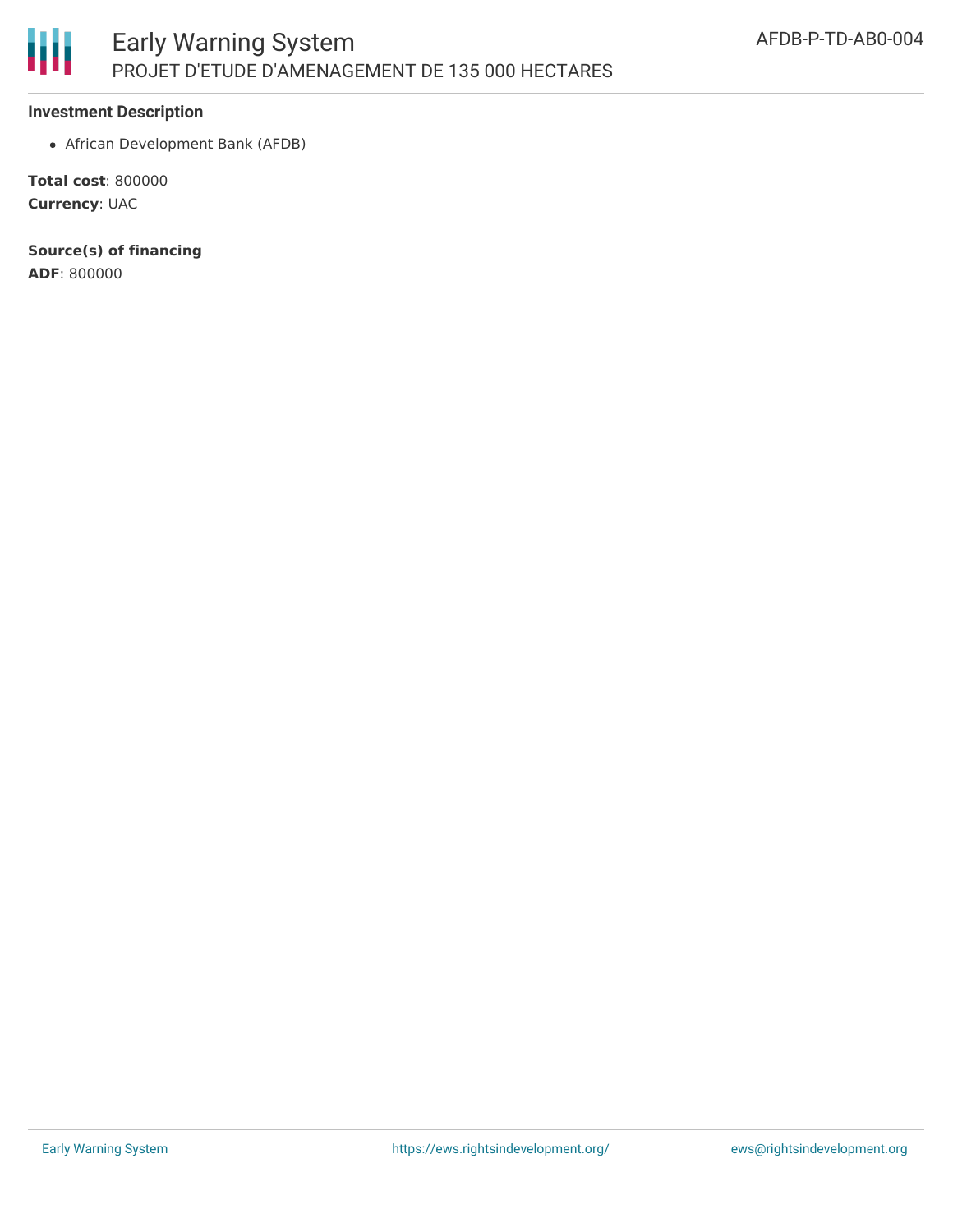## Investment Description

- African Development Bank (AFDB)

**Total cost**: 800000
**Currency**: UAC

**Source(s) of financing**
**ADF**: 800000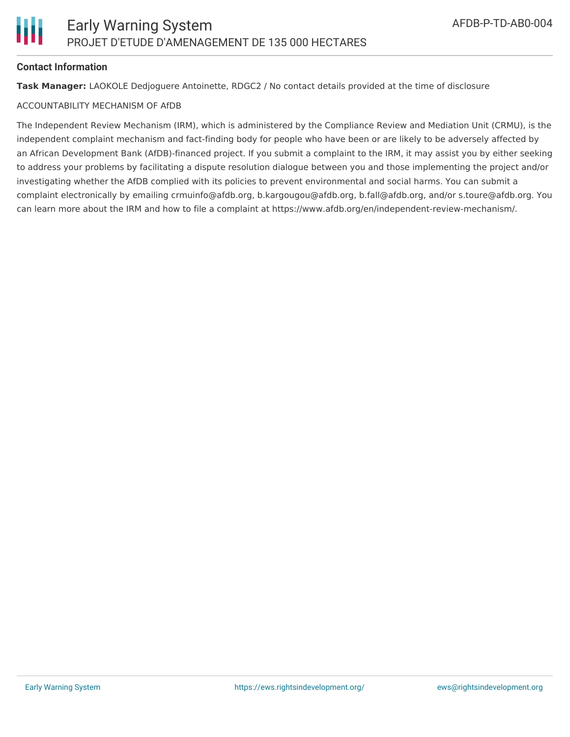### Contact Information

**Task Manager:** LAOKOLE Dedjoguere Antoinette, RDGC2 / No contact details provided at the time of disclosure

ACCOUNTABILITY MECHANISM OF AfDB

The Independent Review Mechanism (IRM), which is administered by the Compliance Review and Mediation Unit (CRMU), is the independent complaint mechanism and fact-finding body for people who have been or are likely to be adversely affected by an African Development Bank (AfDB)-financed project. If you submit a complaint to the IRM, it may assist you by either seeking to address your problems by facilitating a dispute resolution dialogue between you and those implementing the project and/or investigating whether the AfDB complied with its policies to prevent environmental and social harms. You can submit a complaint electronically by emailing crmuinfo@afdb.org, b.kargougou@afdb.org, b.fall@afdb.org, and/or s.toure@afdb.org. You can learn more about the IRM and how to file a complaint at https://www.afdb.org/en/independent-review-mechanism/.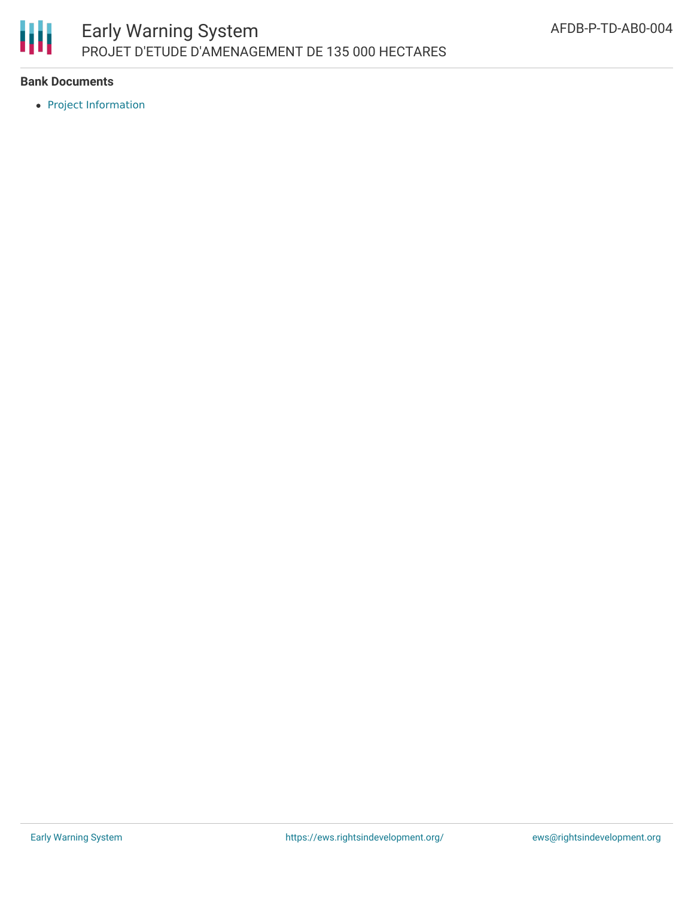**Bank Documents**

- Project Information